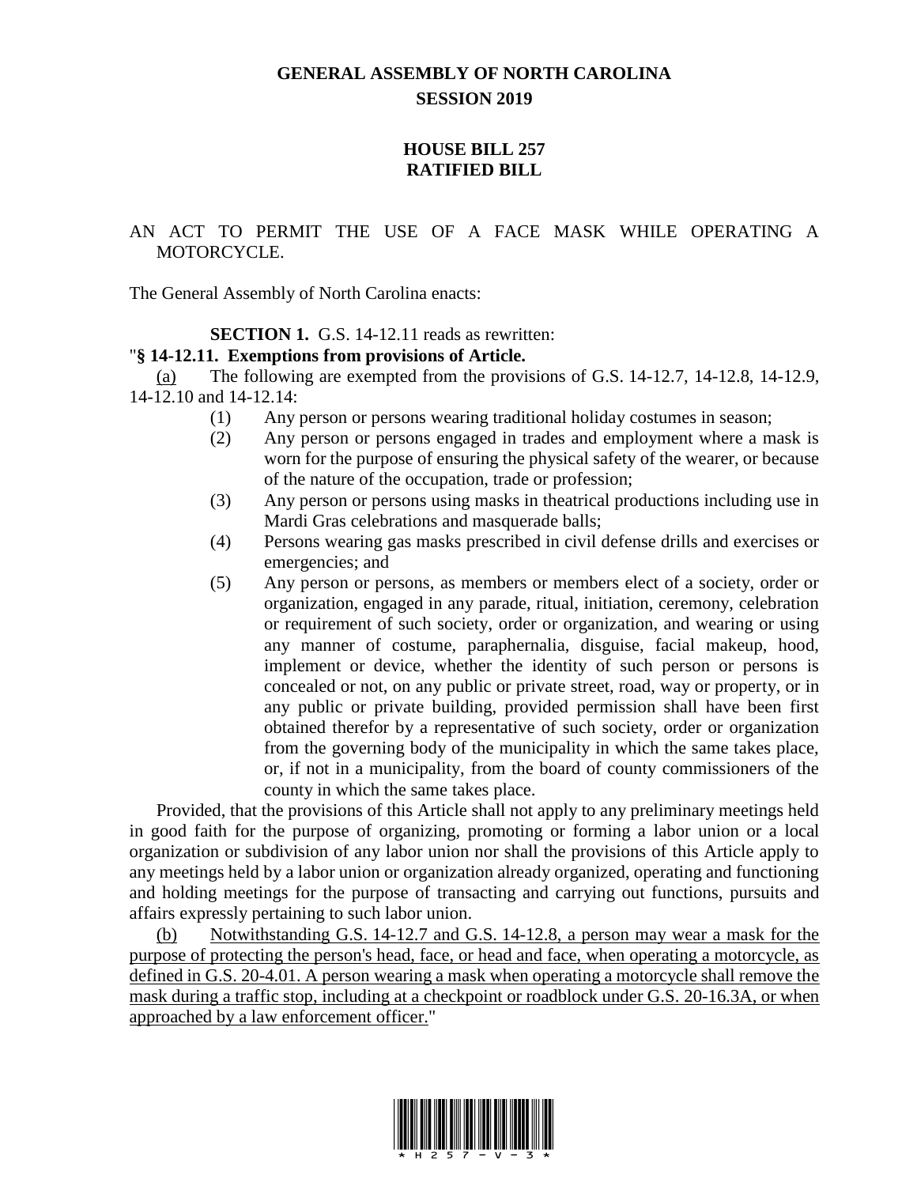# GENERAL ASSEMBLY OF NORTH CAROLINA
## SESSION 2019

## HOUSE BILL 257
## RATIFIED BILL

AN ACT TO PERMIT THE USE OF A FACE MASK WHILE OPERATING A MOTORCYCLE.

The General Assembly of North Carolina enacts:

**SECTION 1.** G.S. 14-12.11 reads as rewritten:

"**§ 14-12.11. Exemptions from provisions of Article.**

<u>(a)</u> The following are exempted from the provisions of G.S. 14-12.7, 14-12.8, 14-12.9, 14-12.10 and 14-12.14:

(1) Any person or persons wearing traditional holiday costumes in season;

(2) Any person or persons engaged in trades and employment where a mask is worn for the purpose of ensuring the physical safety of the wearer, or because of the nature of the occupation, trade or profession;

(3) Any person or persons using masks in theatrical productions including use in Mardi Gras celebrations and masquerade balls;

(4) Persons wearing gas masks prescribed in civil defense drills and exercises or emergencies; and

(5) Any person or persons, as members or members elect of a society, order or organization, engaged in any parade, ritual, initiation, ceremony, celebration or requirement of such society, order or organization, and wearing or using any manner of costume, paraphernalia, disguise, facial makeup, hood, implement or device, whether the identity of such person or persons is concealed or not, on any public or private street, road, way or property, or in any public or private building, provided permission shall have been first obtained therefor by a representative of such society, order or organization from the governing body of the municipality in which the same takes place, or, if not in a municipality, from the board of county commissioners of the county in which the same takes place.

Provided, that the provisions of this Article shall not apply to any preliminary meetings held in good faith for the purpose of organizing, promoting or forming a labor union or a local organization or subdivision of any labor union nor shall the provisions of this Article apply to any meetings held by a labor union or organization already organized, operating and functioning and holding meetings for the purpose of transacting and carrying out functions, pursuits and affairs expressly pertaining to such labor union.

<u>(b) Notwithstanding G.S. 14-12.7 and G.S. 14-12.8, a person may wear a mask for the purpose of protecting the person's head, face, or head and face, when operating a motorcycle, as defined in G.S. 20-4.01. A person wearing a mask when operating a motorcycle shall remove the mask during a traffic stop, including at a checkpoint or roadblock under G.S. 20-16.3A, or when approached by a law enforcement officer.</u>"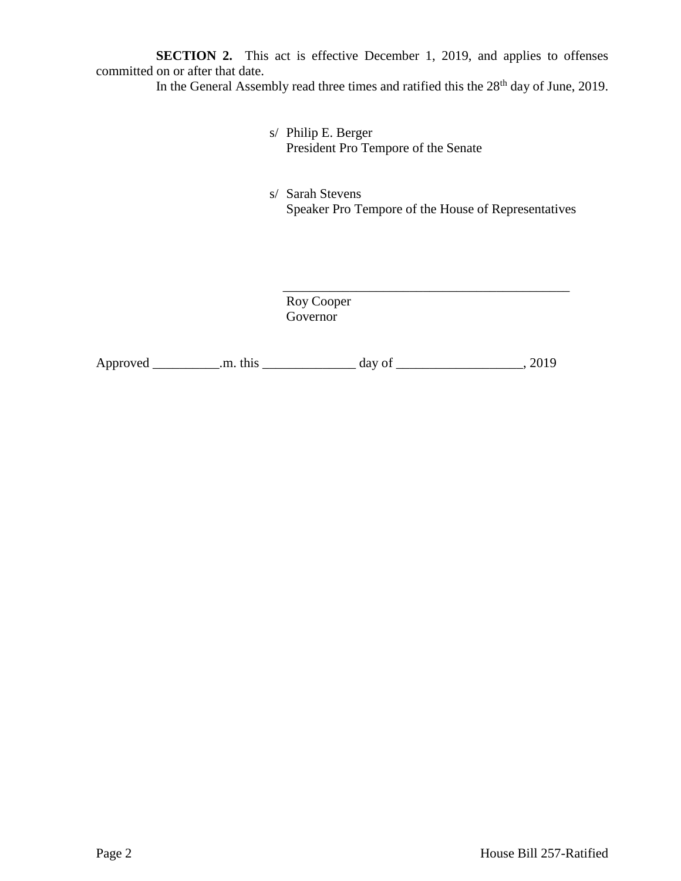**SECTION 2.** This act is effective December 1, 2019, and applies to offenses committed on or after that date.

In the General Assembly read three times and ratified this the 28th day of June, 2019.

s/ Philip E. Berger
President Pro Tempore of the Senate

s/ Sarah Stevens
Speaker Pro Tempore of the House of Representatives

\_\_\_\_\_\_\_\_\_\_\_\_\_\_\_\_\_\_\_\_\_\_\_\_\_\_\_\_\_\_\_\_\_\_\_\_\_\_\_\_\_\_\_\_
Roy Cooper
Governor

Approved \_\_\_\_\_\_\_\_\_\_.m. this \_\_\_\_\_\_\_\_\_\_\_\_\_\_ day of \_\_\_\_\_\_\_\_\_\_\_\_\_\_\_\_\_\_\_, 2019